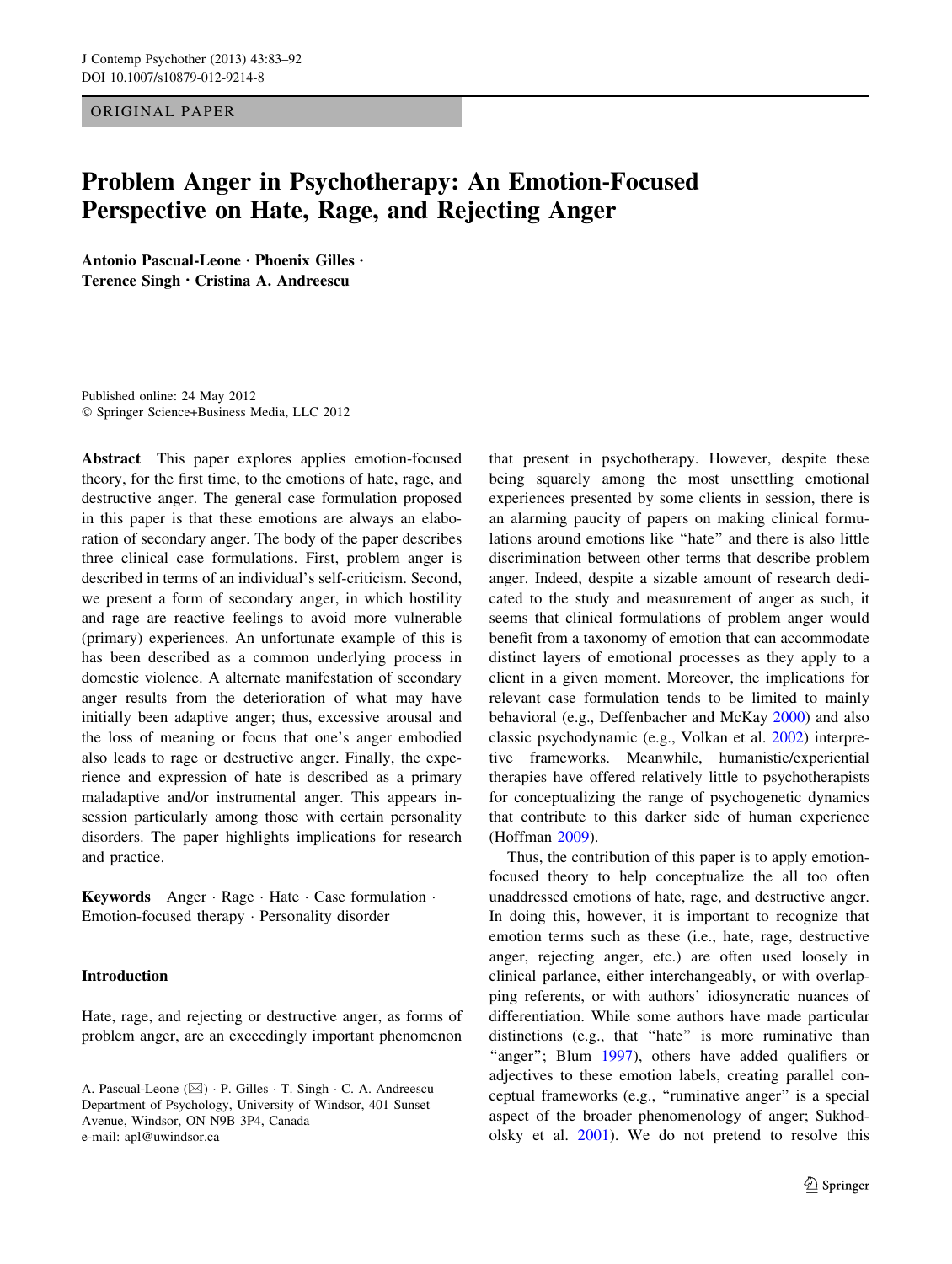ORIGINAL PAPER

# Problem Anger in Psychotherapy: An Emotion-Focused Perspective on Hate, Rage, and Rejecting Anger

**Antonio Pascual-Leone · Phoenix Gilles · Terence Singh · Cristina A. Andreescu**

Published online: 24 May 2012
© Springer Science+Business Media, LLC 2012

**Abstract** This paper explores applies emotion-focused theory, for the first time, to the emotions of hate, rage, and destructive anger. The general case formulation proposed in this paper is that these emotions are always an elaboration of secondary anger. The body of the paper describes three clinical case formulations. First, problem anger is described in terms of an individual's self-criticism. Second, we present a form of secondary anger, in which hostility and rage are reactive feelings to avoid more vulnerable (primary) experiences. An unfortunate example of this is has been described as a common underlying process in domestic violence. A alternate manifestation of secondary anger results from the deterioration of what may have initially been adaptive anger; thus, excessive arousal and the loss of meaning or focus that one's anger embodied also leads to rage or destructive anger. Finally, the experience and expression of hate is described as a primary maladaptive and/or instrumental anger. This appears in-session particularly among those with certain personality disorders. The paper highlights implications for research and practice.

**Keywords** Anger · Rage · Hate · Case formulation · Emotion-focused therapy · Personality disorder

## Introduction

Hate, rage, and rejecting or destructive anger, as forms of problem anger, are an exceedingly important phenomenon that present in psychotherapy. However, despite these being squarely among the most unsettling emotional experiences presented by some clients in session, there is an alarming paucity of papers on making clinical formulations around emotions like "hate" and there is also little discrimination between other terms that describe problem anger. Indeed, despite a sizable amount of research dedicated to the study and measurement of anger as such, it seems that clinical formulations of problem anger would benefit from a taxonomy of emotion that can accommodate distinct layers of emotional processes as they apply to a client in a given moment. Moreover, the implications for relevant case formulation tends to be limited to mainly behavioral (e.g., Deffenbacher and McKay 2000) and also classic psychodynamic (e.g., Volkan et al. 2002) interpretive frameworks. Meanwhile, humanistic/experiential therapies have offered relatively little to psychotherapists for conceptualizing the range of psychogenetic dynamics that contribute to this darker side of human experience (Hoffman 2009).

Thus, the contribution of this paper is to apply emotion-focused theory to help conceptualize the all too often unaddressed emotions of hate, rage, and destructive anger. In doing this, however, it is important to recognize that emotion terms such as these (i.e., hate, rage, destructive anger, rejecting anger, etc.) are often used loosely in clinical parlance, either interchangeably, or with overlapping referents, or with authors' idiosyncratic nuances of differentiation. While some authors have made particular distinctions (e.g., that "hate" is more ruminative than "anger"; Blum 1997), others have added qualifiers or adjectives to these emotion labels, creating parallel conceptual frameworks (e.g., "ruminative anger" is a special aspect of the broader phenomenology of anger; Sukhodolsky et al. 2001). We do not pretend to resolve this

A. Pascual-Leone (✉) · P. Gilles · T. Singh · C. A. Andreescu
Department of Psychology, University of Windsor, 401 Sunset Avenue, Windsor, ON N9B 3P4, Canada
e-mail: apl@uwindsor.ca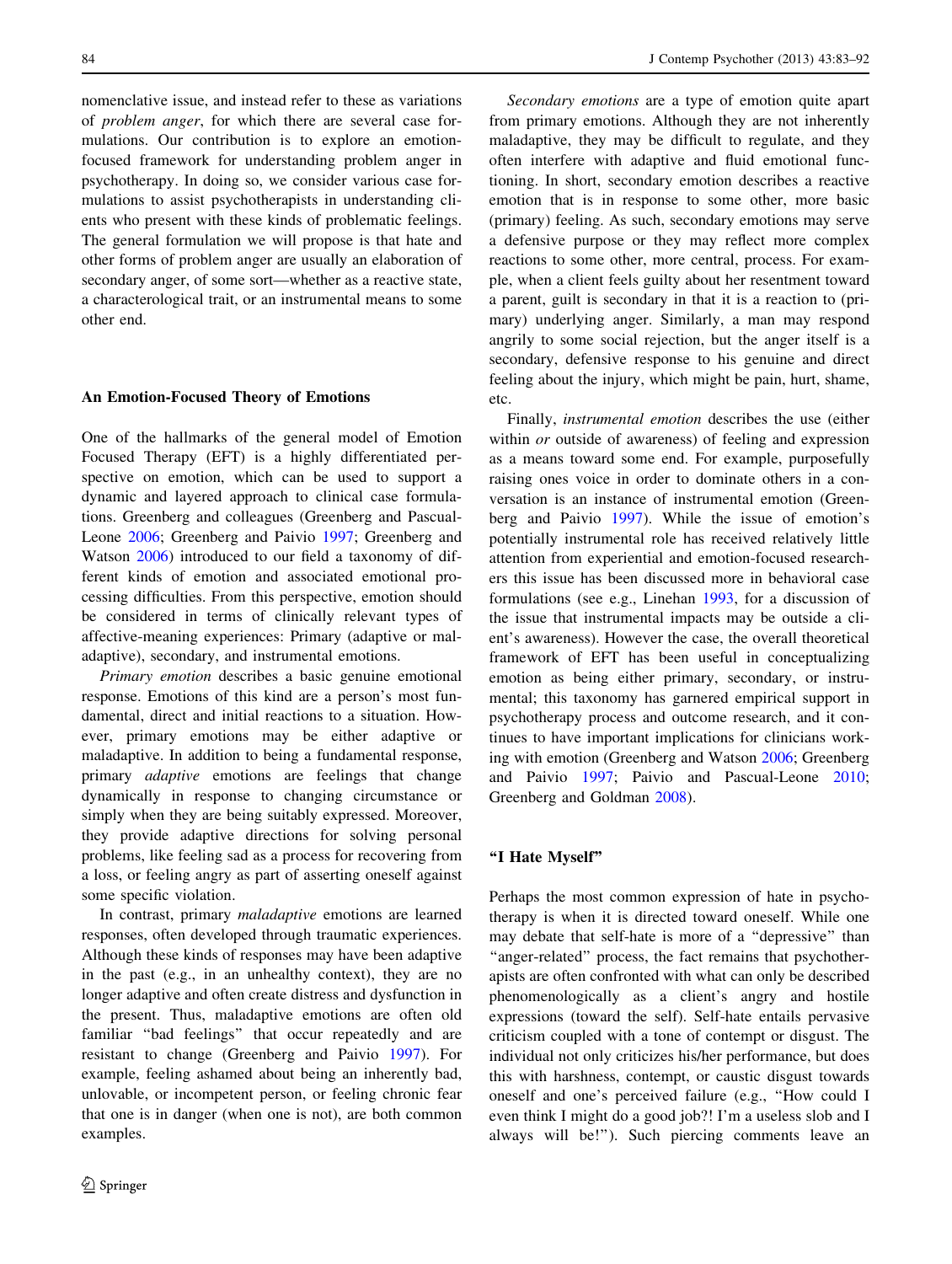nomenclative issue, and instead refer to these as variations of *problem anger*, for which there are several case formulations. Our contribution is to explore an emotion-focused framework for understanding problem anger in psychotherapy. In doing so, we consider various case formulations to assist psychotherapists in understanding clients who present with these kinds of problematic feelings. The general formulation we will propose is that hate and other forms of problem anger are usually an elaboration of secondary anger, of some sort—whether as a reactive state, a characterological trait, or an instrumental means to some other end.

## An Emotion-Focused Theory of Emotions

One of the hallmarks of the general model of Emotion Focused Therapy (EFT) is a highly differentiated perspective on emotion, which can be used to support a dynamic and layered approach to clinical case formulations. Greenberg and colleagues (Greenberg and Pascual-Leone 2006; Greenberg and Paivio 1997; Greenberg and Watson 2006) introduced to our field a taxonomy of different kinds of emotion and associated emotional processing difficulties. From this perspective, emotion should be considered in terms of clinically relevant types of affective-meaning experiences: Primary (adaptive or maladaptive), secondary, and instrumental emotions.

*Primary emotion* describes a basic genuine emotional response. Emotions of this kind are a person's most fundamental, direct and initial reactions to a situation. However, primary emotions may be either adaptive or maladaptive. In addition to being a fundamental response, primary *adaptive* emotions are feelings that change dynamically in response to changing circumstance or simply when they are being suitably expressed. Moreover, they provide adaptive directions for solving personal problems, like feeling sad as a process for recovering from a loss, or feeling angry as part of asserting oneself against some specific violation.

In contrast, primary *maladaptive* emotions are learned responses, often developed through traumatic experiences. Although these kinds of responses may have been adaptive in the past (e.g., in an unhealthy context), they are no longer adaptive and often create distress and dysfunction in the present. Thus, maladaptive emotions are often old familiar "bad feelings" that occur repeatedly and are resistant to change (Greenberg and Paivio 1997). For example, feeling ashamed about being an inherently bad, unlovable, or incompetent person, or feeling chronic fear that one is in danger (when one is not), are both common examples.

*Secondary emotions* are a type of emotion quite apart from primary emotions. Although they are not inherently maladaptive, they may be difficult to regulate, and they often interfere with adaptive and fluid emotional functioning. In short, secondary emotion describes a reactive emotion that is in response to some other, more basic (primary) feeling. As such, secondary emotions may serve a defensive purpose or they may reflect more complex reactions to some other, more central, process. For example, when a client feels guilty about her resentment toward a parent, guilt is secondary in that it is a reaction to (primary) underlying anger. Similarly, a man may respond angrily to some social rejection, but the anger itself is a secondary, defensive response to his genuine and direct feeling about the injury, which might be pain, hurt, shame, etc.

Finally, *instrumental emotion* describes the use (either within *or* outside of awareness) of feeling and expression as a means toward some end. For example, purposefully raising ones voice in order to dominate others in a conversation is an instance of instrumental emotion (Greenberg and Paivio 1997). While the issue of emotion's potentially instrumental role has received relatively little attention from experiential and emotion-focused researchers this issue has been discussed more in behavioral case formulations (see e.g., Linehan 1993, for a discussion of the issue that instrumental impacts may be outside a client's awareness). However the case, the overall theoretical framework of EFT has been useful in conceptualizing emotion as being either primary, secondary, or instrumental; this taxonomy has garnered empirical support in psychotherapy process and outcome research, and it continues to have important implications for clinicians working with emotion (Greenberg and Watson 2006; Greenberg and Paivio 1997; Paivio and Pascual-Leone 2010; Greenberg and Goldman 2008).

## "I Hate Myself"

Perhaps the most common expression of hate in psychotherapy is when it is directed toward oneself. While one may debate that self-hate is more of a "depressive" than "anger-related" process, the fact remains that psychotherapists are often confronted with what can only be described phenomenologically as a client's angry and hostile expressions (toward the self). Self-hate entails pervasive criticism coupled with a tone of contempt or disgust. The individual not only criticizes his/her performance, but does this with harshness, contempt, or caustic disgust towards oneself and one's perceived failure (e.g., "How could I even think I might do a good job?! I'm a useless slob and I always will be!"). Such piercing comments leave an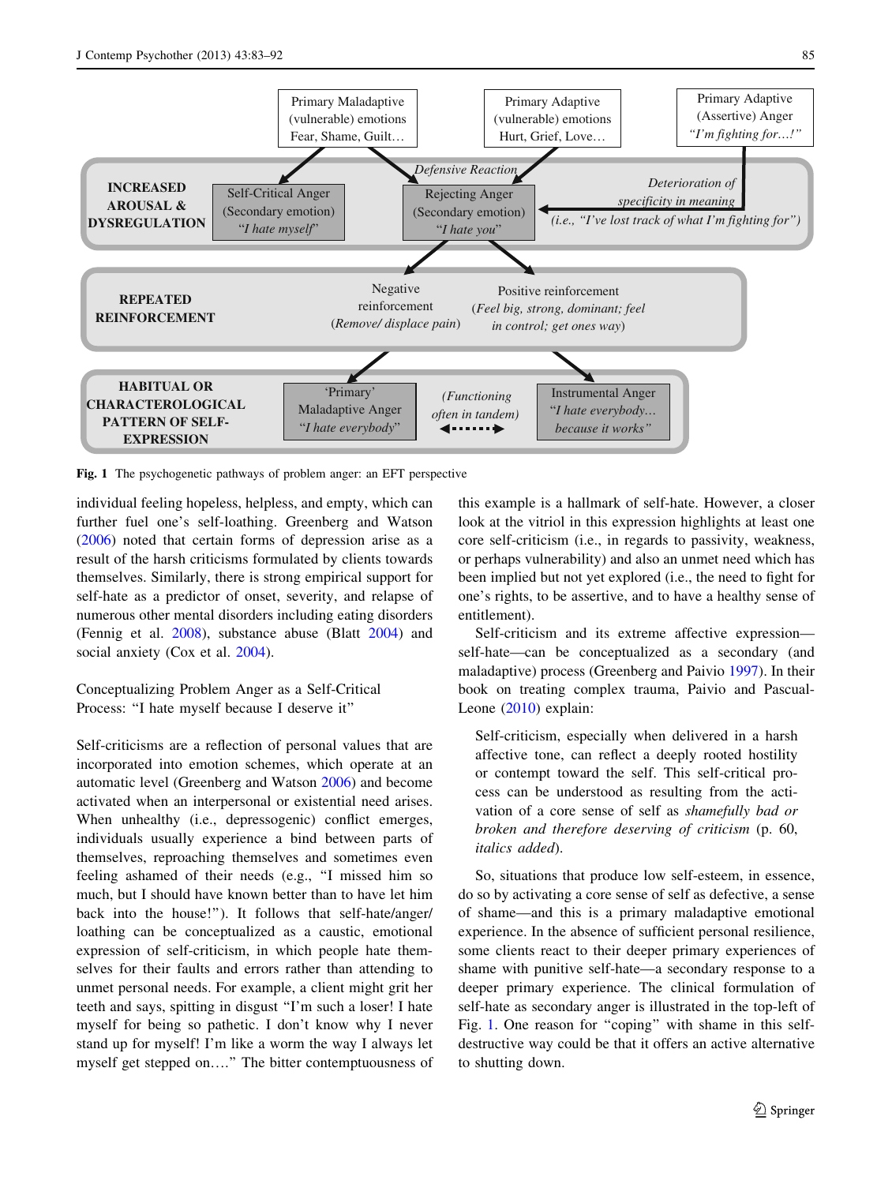Primary Maladaptive (vulnerable) emotions
Fear, Shame, Guilt…

Primary Adaptive (vulnerable) emotions
Hurt, Grief, Love…

Primary Adaptive (Assertive) Anger
*"I'm fighting for…!"*

INCREASED AROUSAL & DYSREGULATION

Self-Critical Anger (Secondary emotion)
*"I hate myself"*

*Defensive Reaction*

Rejecting Anger (Secondary emotion)
*"I hate you"*

*Deterioration of specificity in meaning*
*(i.e., "I've lost track of what I'm fighting for")*

REPEATED REINFORCEMENT

Negative reinforcement
(*Remove/ displace pain*)

Positive reinforcement
(*Feel big, strong, dominant; feel in control; get ones way*)

HABITUAL OR CHARACTEROLOGICAL PATTERN OF SELF-EXPRESSION

'Primary' Maladaptive Anger
*"I hate everybody"*

(*Functioning often in tandem*)

Instrumental Anger
*"I hate everybody… because it works"*

**Fig. 1** The psychogenetic pathways of problem anger: an EFT perspective

individual feeling hopeless, helpless, and empty, which can further fuel one's self-loathing. Greenberg and Watson (2006) noted that certain forms of depression arise as a result of the harsh criticisms formulated by clients towards themselves. Similarly, there is strong empirical support for self-hate as a predictor of onset, severity, and relapse of numerous other mental disorders including eating disorders (Fennig et al. 2008), substance abuse (Blatt 2004) and social anxiety (Cox et al. 2004).

## Conceptualizing Problem Anger as a Self-Critical Process: "I hate myself because I deserve it"

Self-criticisms are a reflection of personal values that are incorporated into emotion schemes, which operate at an automatic level (Greenberg and Watson 2006) and become activated when an interpersonal or existential need arises. When unhealthy (i.e., depressogenic) conflict emerges, individuals usually experience a bind between parts of themselves, reproaching themselves and sometimes even feeling ashamed of their needs (e.g., "I missed him so much, but I should have known better than to have let him back into the house!"). It follows that self-hate/anger/loathing can be conceptualized as a caustic, emotional expression of self-criticism, in which people hate themselves for their faults and errors rather than attending to unmet personal needs. For example, a client might grit her teeth and says, spitting in disgust "I'm such a loser! I hate myself for being so pathetic. I don't know why I never stand up for myself! I'm like a worm the way I always let myself get stepped on…." The bitter contemptuousness of this example is a hallmark of self-hate. However, a closer look at the vitriol in this expression highlights at least one core self-criticism (i.e., in regards to passivity, weakness, or perhaps vulnerability) and also an unmet need which has been implied but not yet explored (i.e., the need to fight for one's rights, to be assertive, and to have a healthy sense of entitlement).

Self-criticism and its extreme affective expression—self-hate—can be conceptualized as a secondary (and maladaptive) process (Greenberg and Paivio 1997). In their book on treating complex trauma, Paivio and Pascual-Leone (2010) explain:

> Self-criticism, especially when delivered in a harsh affective tone, can reflect a deeply rooted hostility or contempt toward the self. This self-critical process can be understood as resulting from the activation of a core sense of self as *shamefully bad or broken and therefore deserving of criticism* (p. 60, *italics added*).

So, situations that produce low self-esteem, in essence, do so by activating a core sense of self as defective, a sense of shame—and this is a primary maladaptive emotional experience. In the absence of sufficient personal resilience, some clients react to their deeper primary experiences of shame with punitive self-hate—a secondary response to a deeper primary experience. The clinical formulation of self-hate as secondary anger is illustrated in the top-left of Fig. 1. One reason for "coping" with shame in this self-destructive way could be that it offers an active alternative to shutting down.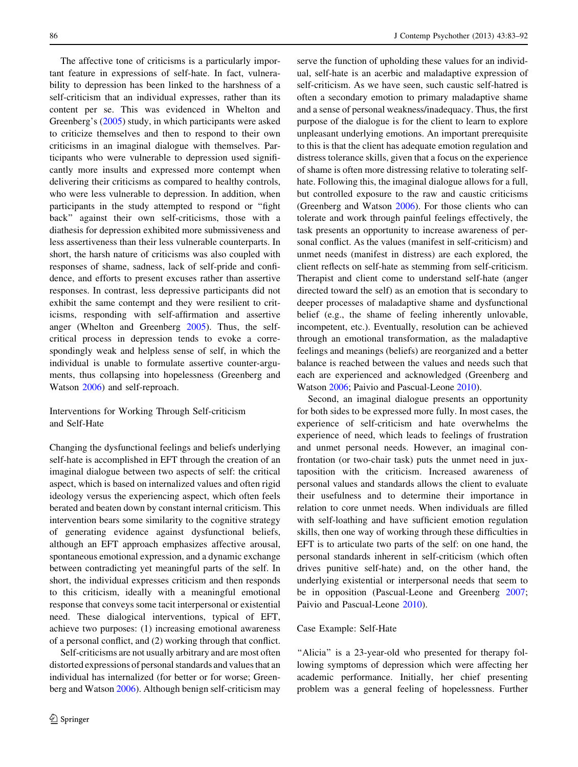The affective tone of criticisms is a particularly important feature in expressions of self-hate. In fact, vulnerability to depression has been linked to the harshness of a self-criticism that an individual expresses, rather than its content per se. This was evidenced in Whelton and Greenberg's (2005) study, in which participants were asked to criticize themselves and then to respond to their own criticisms in an imaginal dialogue with themselves. Participants who were vulnerable to depression used significantly more insults and expressed more contempt when delivering their criticisms as compared to healthy controls, who were less vulnerable to depression. In addition, when participants in the study attempted to respond or "fight back" against their own self-criticisms, those with a diathesis for depression exhibited more submissiveness and less assertiveness than their less vulnerable counterparts. In short, the harsh nature of criticisms was also coupled with responses of shame, sadness, lack of self-pride and confidence, and efforts to present excuses rather than assertive responses. In contrast, less depressive participants did not exhibit the same contempt and they were resilient to criticisms, responding with self-affirmation and assertive anger (Whelton and Greenberg 2005). Thus, the self-critical process in depression tends to evoke a correspondingly weak and helpless sense of self, in which the individual is unable to formulate assertive counter-arguments, thus collapsing into hopelessness (Greenberg and Watson 2006) and self-reproach.

## Interventions for Working Through Self-criticism and Self-Hate

Changing the dysfunctional feelings and beliefs underlying self-hate is accomplished in EFT through the creation of an imaginal dialogue between two aspects of self: the critical aspect, which is based on internalized values and often rigid ideology versus the experiencing aspect, which often feels berated and beaten down by constant internal criticism. This intervention bears some similarity to the cognitive strategy of generating evidence against dysfunctional beliefs, although an EFT approach emphasizes affective arousal, spontaneous emotional expression, and a dynamic exchange between contradicting yet meaningful parts of the self. In short, the individual expresses criticism and then responds to this criticism, ideally with a meaningful emotional response that conveys some tacit interpersonal or existential need. These dialogical interventions, typical of EFT, achieve two purposes: (1) increasing emotional awareness of a personal conflict, and (2) working through that conflict.

Self-criticisms are not usually arbitrary and are most often distorted expressions of personal standards and values that an individual has internalized (for better or for worse; Greenberg and Watson 2006). Although benign self-criticism may serve the function of upholding these values for an individual, self-hate is an acerbic and maladaptive expression of self-criticism. As we have seen, such caustic self-hatred is often a secondary emotion to primary maladaptive shame and a sense of personal weakness/inadequacy. Thus, the first purpose of the dialogue is for the client to learn to explore unpleasant underlying emotions. An important prerequisite to this is that the client has adequate emotion regulation and distress tolerance skills, given that a focus on the experience of shame is often more distressing relative to tolerating self-hate. Following this, the imaginal dialogue allows for a full, but controlled exposure to the raw and caustic criticisms (Greenberg and Watson 2006). For those clients who can tolerate and work through painful feelings effectively, the task presents an opportunity to increase awareness of personal conflict. As the values (manifest in self-criticism) and unmet needs (manifest in distress) are each explored, the client reflects on self-hate as stemming from self-criticism. Therapist and client come to understand self-hate (anger directed toward the self) as an emotion that is secondary to deeper processes of maladaptive shame and dysfunctional belief (e.g., the shame of feeling inherently unlovable, incompetent, etc.). Eventually, resolution can be achieved through an emotional transformation, as the maladaptive feelings and meanings (beliefs) are reorganized and a better balance is reached between the values and needs such that each are experienced and acknowledged (Greenberg and Watson 2006; Paivio and Pascual-Leone 2010).

Second, an imaginal dialogue presents an opportunity for both sides to be expressed more fully. In most cases, the experience of self-criticism and hate overwhelms the experience of need, which leads to feelings of frustration and unmet personal needs. However, an imaginal confrontation (or two-chair task) puts the unmet need in juxtaposition with the criticism. Increased awareness of personal values and standards allows the client to evaluate their usefulness and to determine their importance in relation to core unmet needs. When individuals are filled with self-loathing and have sufficient emotion regulation skills, then one way of working through these difficulties in EFT is to articulate two parts of the self: on one hand, the personal standards inherent in self-criticism (which often drives punitive self-hate) and, on the other hand, the underlying existential or interpersonal needs that seem to be in opposition (Pascual-Leone and Greenberg 2007; Paivio and Pascual-Leone 2010).

## Case Example: Self-Hate

"Alicia" is a 23-year-old who presented for therapy following symptoms of depression which were affecting her academic performance. Initially, her chief presenting problem was a general feeling of hopelessness. Further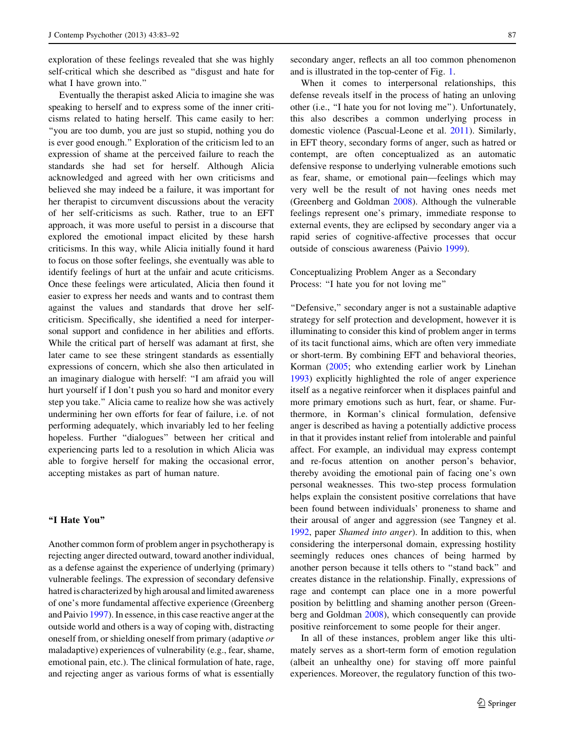exploration of these feelings revealed that she was highly self-critical which she described as "disgust and hate for what I have grown into."

Eventually the therapist asked Alicia to imagine she was speaking to herself and to express some of the inner criticisms related to hating herself. This came easily to her: "you are too dumb, you are just so stupid, nothing you do is ever good enough." Exploration of the criticism led to an expression of shame at the perceived failure to reach the standards she had set for herself. Although Alicia acknowledged and agreed with her own criticisms and believed she may indeed be a failure, it was important for her therapist to circumvent discussions about the veracity of her self-criticisms as such. Rather, true to an EFT approach, it was more useful to persist in a discourse that explored the emotional impact elicited by these harsh criticisms. In this way, while Alicia initially found it hard to focus on those softer feelings, she eventually was able to identify feelings of hurt at the unfair and acute criticisms. Once these feelings were articulated, Alicia then found it easier to express her needs and wants and to contrast them against the values and standards that drove her self-criticism. Specifically, she identified a need for interpersonal support and confidence in her abilities and efforts. While the critical part of herself was adamant at first, she later came to see these stringent standards as essentially expressions of concern, which she also then articulated in an imaginary dialogue with herself: "I am afraid you will hurt yourself if I don't push you so hard and monitor every step you take." Alicia came to realize how she was actively undermining her own efforts for fear of failure, i.e. of not performing adequately, which invariably led to her feeling hopeless. Further "dialogues" between her critical and experiencing parts led to a resolution in which Alicia was able to forgive herself for making the occasional error, accepting mistakes as part of human nature.

## "I Hate You"

Another common form of problem anger in psychotherapy is rejecting anger directed outward, toward another individual, as a defense against the experience of underlying (primary) vulnerable feelings. The expression of secondary defensive hatred is characterized by high arousal and limited awareness of one's more fundamental affective experience (Greenberg and Paivio 1997). In essence, in this case reactive anger at the outside world and others is a way of coping with, distracting oneself from, or shielding oneself from primary (adaptive *or* maladaptive) experiences of vulnerability (e.g., fear, shame, emotional pain, etc.). The clinical formulation of hate, rage, and rejecting anger as various forms of what is essentially secondary anger, reflects an all too common phenomenon and is illustrated in the top-center of Fig. 1.

When it comes to interpersonal relationships, this defense reveals itself in the process of hating an unloving other (i.e., "I hate you for not loving me"). Unfortunately, this also describes a common underlying process in domestic violence (Pascual-Leone et al. 2011). Similarly, in EFT theory, secondary forms of anger, such as hatred or contempt, are often conceptualized as an automatic defensive response to underlying vulnerable emotions such as fear, shame, or emotional pain—feelings which may very well be the result of not having ones needs met (Greenberg and Goldman 2008). Although the vulnerable feelings represent one's primary, immediate response to external events, they are eclipsed by secondary anger via a rapid series of cognitive-affective processes that occur outside of conscious awareness (Paivio 1999).

### Conceptualizing Problem Anger as a Secondary Process: "I hate you for not loving me"

"Defensive," secondary anger is not a sustainable adaptive strategy for self protection and development, however it is illuminating to consider this kind of problem anger in terms of its tacit functional aims, which are often very immediate or short-term. By combining EFT and behavioral theories, Korman (2005; who extending earlier work by Linehan 1993) explicitly highlighted the role of anger experience itself as a negative reinforcer when it displaces painful and more primary emotions such as hurt, fear, or shame. Furthermore, in Korman's clinical formulation, defensive anger is described as having a potentially addictive process in that it provides instant relief from intolerable and painful affect. For example, an individual may express contempt and re-focus attention on another person's behavior, thereby avoiding the emotional pain of facing one's own personal weaknesses. This two-step process formulation helps explain the consistent positive correlations that have been found between individuals' proneness to shame and their arousal of anger and aggression (see Tangney et al. 1992, paper *Shamed into anger*). In addition to this, when considering the interpersonal domain, expressing hostility seemingly reduces ones chances of being harmed by another person because it tells others to "stand back" and creates distance in the relationship. Finally, expressions of rage and contempt can place one in a more powerful position by belittling and shaming another person (Greenberg and Goldman 2008), which consequently can provide positive reinforcement to some people for their anger.

In all of these instances, problem anger like this ultimately serves as a short-term form of emotion regulation (albeit an unhealthy one) for staving off more painful experiences. Moreover, the regulatory function of this two-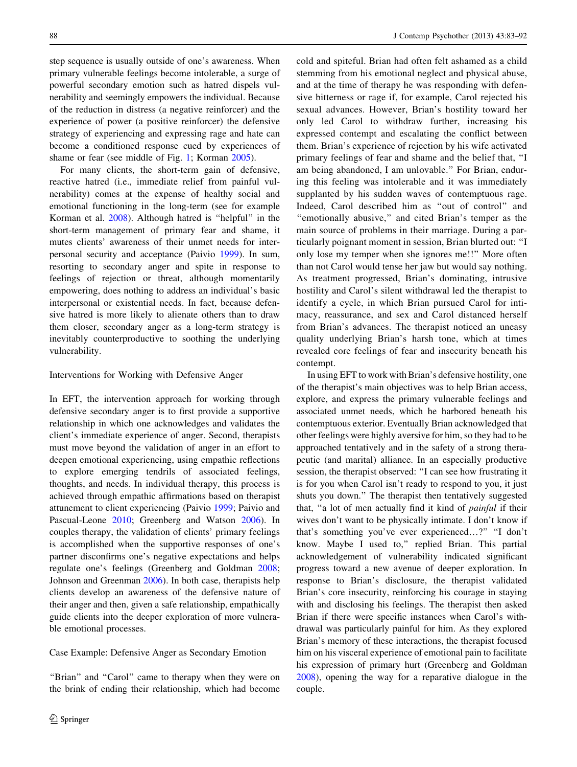step sequence is usually outside of one's awareness. When primary vulnerable feelings become intolerable, a surge of powerful secondary emotion such as hatred dispels vulnerability and seemingly empowers the individual. Because of the reduction in distress (a negative reinforcer) and the experience of power (a positive reinforcer) the defensive strategy of experiencing and expressing rage and hate can become a conditioned response cued by experiences of shame or fear (see middle of Fig. 1; Korman 2005).

For many clients, the short-term gain of defensive, reactive hatred (i.e., immediate relief from painful vulnerability) comes at the expense of healthy social and emotional functioning in the long-term (see for example Korman et al. 2008). Although hatred is "helpful" in the short-term management of primary fear and shame, it mutes clients' awareness of their unmet needs for interpersonal security and acceptance (Paivio 1999). In sum, resorting to secondary anger and spite in response to feelings of rejection or threat, although momentarily empowering, does nothing to address an individual's basic interpersonal or existential needs. In fact, because defensive hatred is more likely to alienate others than to draw them closer, secondary anger as a long-term strategy is inevitably counterproductive to soothing the underlying vulnerability.

### Interventions for Working with Defensive Anger

In EFT, the intervention approach for working through defensive secondary anger is to first provide a supportive relationship in which one acknowledges and validates the client's immediate experience of anger. Second, therapists must move beyond the validation of anger in an effort to deepen emotional experiencing, using empathic reflections to explore emerging tendrils of associated feelings, thoughts, and needs. In individual therapy, this process is achieved through empathic affirmations based on therapist attunement to client experiencing (Paivio 1999; Paivio and Pascual-Leone 2010; Greenberg and Watson 2006). In couples therapy, the validation of clients' primary feelings is accomplished when the supportive responses of one's partner disconfirms one's negative expectations and helps regulate one's feelings (Greenberg and Goldman 2008; Johnson and Greenman 2006). In both case, therapists help clients develop an awareness of the defensive nature of their anger and then, given a safe relationship, empathically guide clients into the deeper exploration of more vulnerable emotional processes.

### Case Example: Defensive Anger as Secondary Emotion

"Brian" and "Carol" came to therapy when they were on the brink of ending their relationship, which had become cold and spiteful. Brian had often felt ashamed as a child stemming from his emotional neglect and physical abuse, and at the time of therapy he was responding with defensive bitterness or rage if, for example, Carol rejected his sexual advances. However, Brian's hostility toward her only led Carol to withdraw further, increasing his expressed contempt and escalating the conflict between them. Brian's experience of rejection by his wife activated primary feelings of fear and shame and the belief that, "I am being abandoned, I am unlovable." For Brian, enduring this feeling was intolerable and it was immediately supplanted by his sudden waves of contemptuous rage. Indeed, Carol described him as "out of control" and "emotionally abusive," and cited Brian's temper as the main source of problems in their marriage. During a particularly poignant moment in session, Brian blurted out: "I only lose my temper when she ignores me!!" More often than not Carol would tense her jaw but would say nothing. As treatment progressed, Brian's dominating, intrusive hostility and Carol's silent withdrawal led the therapist to identify a cycle, in which Brian pursued Carol for intimacy, reassurance, and sex and Carol distanced herself from Brian's advances. The therapist noticed an uneasy quality underlying Brian's harsh tone, which at times revealed core feelings of fear and insecurity beneath his contempt.

In using EFT to work with Brian's defensive hostility, one of the therapist's main objectives was to help Brian access, explore, and express the primary vulnerable feelings and associated unmet needs, which he harbored beneath his contemptuous exterior. Eventually Brian acknowledged that other feelings were highly aversive for him, so they had to be approached tentatively and in the safety of a strong therapeutic (and marital) alliance. In an especially productive session, the therapist observed: "I can see how frustrating it is for you when Carol isn't ready to respond to you, it just shuts you down." The therapist then tentatively suggested that, "a lot of men actually find it kind of *painful* if their wives don't want to be physically intimate. I don't know if that's something you've ever experienced…?" "I don't know. Maybe I used to," replied Brian. This partial acknowledgement of vulnerability indicated significant progress toward a new avenue of deeper exploration. In response to Brian's disclosure, the therapist validated Brian's core insecurity, reinforcing his courage in staying with and disclosing his feelings. The therapist then asked Brian if there were specific instances when Carol's withdrawal was particularly painful for him. As they explored Brian's memory of these interactions, the therapist focused him on his visceral experience of emotional pain to facilitate his expression of primary hurt (Greenberg and Goldman 2008), opening the way for a reparative dialogue in the couple.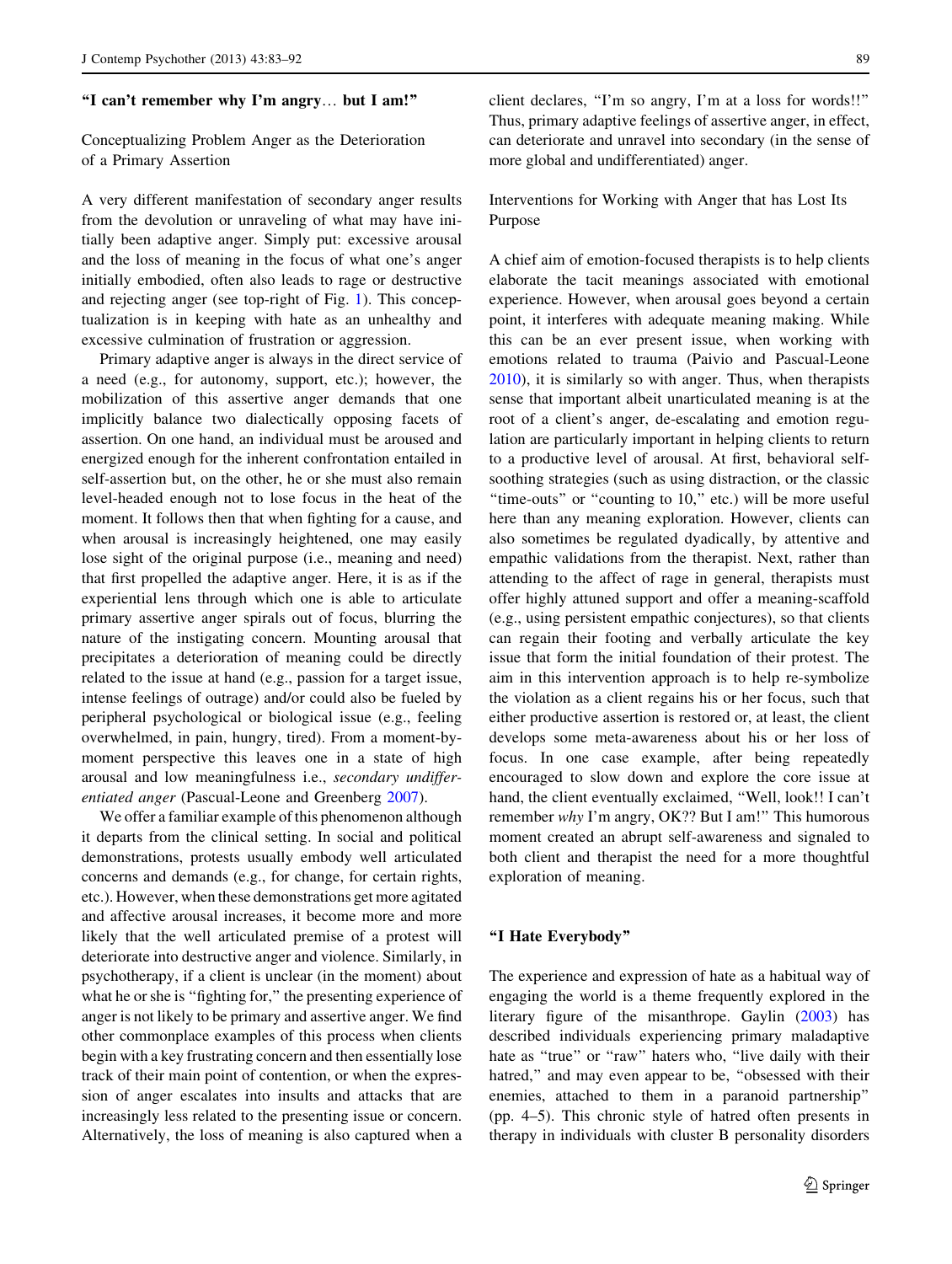### "I can't remember why I'm angry… but I am!"

#### Conceptualizing Problem Anger as the Deterioration of a Primary Assertion

A very different manifestation of secondary anger results from the devolution or unraveling of what may have initially been adaptive anger. Simply put: excessive arousal and the loss of meaning in the focus of what one's anger initially embodied, often also leads to rage or destructive and rejecting anger (see top-right of Fig. 1). This conceptualization is in keeping with hate as an unhealthy and excessive culmination of frustration or aggression.

Primary adaptive anger is always in the direct service of a need (e.g., for autonomy, support, etc.); however, the mobilization of this assertive anger demands that one implicitly balance two dialectically opposing facets of assertion. On one hand, an individual must be aroused and energized enough for the inherent confrontation entailed in self-assertion but, on the other, he or she must also remain level-headed enough not to lose focus in the heat of the moment. It follows then that when fighting for a cause, and when arousal is increasingly heightened, one may easily lose sight of the original purpose (i.e., meaning and need) that first propelled the adaptive anger. Here, it is as if the experiential lens through which one is able to articulate primary assertive anger spirals out of focus, blurring the nature of the instigating concern. Mounting arousal that precipitates a deterioration of meaning could be directly related to the issue at hand (e.g., passion for a target issue, intense feelings of outrage) and/or could also be fueled by peripheral psychological or biological issue (e.g., feeling overwhelmed, in pain, hungry, tired). From a moment-by-moment perspective this leaves one in a state of high arousal and low meaningfulness i.e., *secondary undifferentiated anger* (Pascual-Leone and Greenberg 2007).

We offer a familiar example of this phenomenon although it departs from the clinical setting. In social and political demonstrations, protests usually embody well articulated concerns and demands (e.g., for change, for certain rights, etc.). However, when these demonstrations get more agitated and affective arousal increases, it become more and more likely that the well articulated premise of a protest will deteriorate into destructive anger and violence. Similarly, in psychotherapy, if a client is unclear (in the moment) about what he or she is "fighting for," the presenting experience of anger is not likely to be primary and assertive anger. We find other commonplace examples of this process when clients begin with a key frustrating concern and then essentially lose track of their main point of contention, or when the expression of anger escalates into insults and attacks that are increasingly less related to the presenting issue or concern. Alternatively, the loss of meaning is also captured when a client declares, "I'm so angry, I'm at a loss for words!!" Thus, primary adaptive feelings of assertive anger, in effect, can deteriorate and unravel into secondary (in the sense of more global and undifferentiated) anger.

#### Interventions for Working with Anger that has Lost Its Purpose

A chief aim of emotion-focused therapists is to help clients elaborate the tacit meanings associated with emotional experience. However, when arousal goes beyond a certain point, it interferes with adequate meaning making. While this can be an ever present issue, when working with emotions related to trauma (Paivio and Pascual-Leone 2010), it is similarly so with anger. Thus, when therapists sense that important albeit unarticulated meaning is at the root of a client's anger, de-escalating and emotion regulation are particularly important in helping clients to return to a productive level of arousal. At first, behavioral self-soothing strategies (such as using distraction, or the classic "time-outs" or "counting to 10," etc.) will be more useful here than any meaning exploration. However, clients can also sometimes be regulated dyadically, by attentive and empathic validations from the therapist. Next, rather than attending to the affect of rage in general, therapists must offer highly attuned support and offer a meaning-scaffold (e.g., using persistent empathic conjectures), so that clients can regain their footing and verbally articulate the key issue that form the initial foundation of their protest. The aim in this intervention approach is to help re-symbolize the violation as a client regains his or her focus, such that either productive assertion is restored or, at least, the client develops some meta-awareness about his or her loss of focus. In one case example, after being repeatedly encouraged to slow down and explore the core issue at hand, the client eventually exclaimed, "Well, look!! I can't remember *why* I'm angry, OK?? But I am!" This humorous moment created an abrupt self-awareness and signaled to both client and therapist the need for a more thoughtful exploration of meaning.

## "I Hate Everybody"

The experience and expression of hate as a habitual way of engaging the world is a theme frequently explored in the literary figure of the misanthrope. Gaylin (2003) has described individuals experiencing primary maladaptive hate as "true" or "raw" haters who, "live daily with their hatred," and may even appear to be, "obsessed with their enemies, attached to them in a paranoid partnership" (pp. 4–5). This chronic style of hatred often presents in therapy in individuals with cluster B personality disorders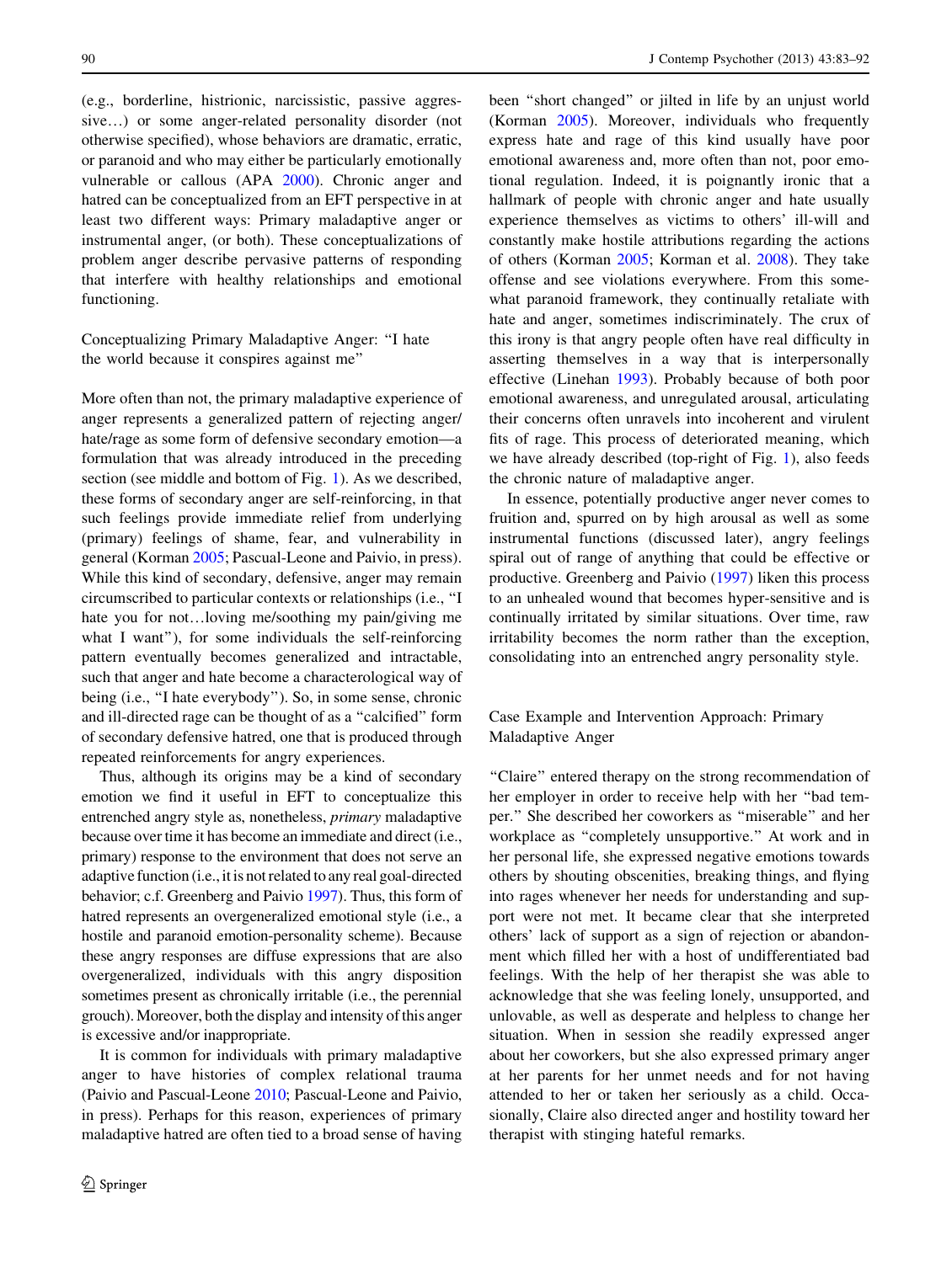(e.g., borderline, histrionic, narcissistic, passive aggressive…) or some anger-related personality disorder (not otherwise specified), whose behaviors are dramatic, erratic, or paranoid and who may either be particularly emotionally vulnerable or callous (APA 2000). Chronic anger and hatred can be conceptualized from an EFT perspective in at least two different ways: Primary maladaptive anger or instrumental anger, (or both). These conceptualizations of problem anger describe pervasive patterns of responding that interfere with healthy relationships and emotional functioning.

### Conceptualizing Primary Maladaptive Anger: "I hate the world because it conspires against me"

More often than not, the primary maladaptive experience of anger represents a generalized pattern of rejecting anger/hate/rage as some form of defensive secondary emotion—a formulation that was already introduced in the preceding section (see middle and bottom of Fig. 1). As we described, these forms of secondary anger are self-reinforcing, in that such feelings provide immediate relief from underlying (primary) feelings of shame, fear, and vulnerability in general (Korman 2005; Pascual-Leone and Paivio, in press). While this kind of secondary, defensive, anger may remain circumscribed to particular contexts or relationships (i.e., "I hate you for not…loving me/soothing my pain/giving me what I want"), for some individuals the self-reinforcing pattern eventually becomes generalized and intractable, such that anger and hate become a characterological way of being (i.e., "I hate everybody"). So, in some sense, chronic and ill-directed rage can be thought of as a "calcified" form of secondary defensive hatred, one that is produced through repeated reinforcements for angry experiences.

Thus, although its origins may be a kind of secondary emotion we find it useful in EFT to conceptualize this entrenched angry style as, nonetheless, *primary* maladaptive because over time it has become an immediate and direct (i.e., primary) response to the environment that does not serve an adaptive function (i.e., it is not related to any real goal-directed behavior; c.f. Greenberg and Paivio 1997). Thus, this form of hatred represents an overgeneralized emotional style (i.e., a hostile and paranoid emotion-personality scheme). Because these angry responses are diffuse expressions that are also overgeneralized, individuals with this angry disposition sometimes present as chronically irritable (i.e., the perennial grouch). Moreover, both the display and intensity of this anger is excessive and/or inappropriate.

It is common for individuals with primary maladaptive anger to have histories of complex relational trauma (Paivio and Pascual-Leone 2010; Pascual-Leone and Paivio, in press). Perhaps for this reason, experiences of primary maladaptive hatred are often tied to a broad sense of having been "short changed" or jilted in life by an unjust world (Korman 2005). Moreover, individuals who frequently express hate and rage of this kind usually have poor emotional awareness and, more often than not, poor emotional regulation. Indeed, it is poignantly ironic that a hallmark of people with chronic anger and hate usually experience themselves as victims to others' ill-will and constantly make hostile attributions regarding the actions of others (Korman 2005; Korman et al. 2008). They take offense and see violations everywhere. From this somewhat paranoid framework, they continually retaliate with hate and anger, sometimes indiscriminately. The crux of this irony is that angry people often have real difficulty in asserting themselves in a way that is interpersonally effective (Linehan 1993). Probably because of both poor emotional awareness, and unregulated arousal, articulating their concerns often unravels into incoherent and virulent fits of rage. This process of deteriorated meaning, which we have already described (top-right of Fig. 1), also feeds the chronic nature of maladaptive anger.

In essence, potentially productive anger never comes to fruition and, spurred on by high arousal as well as some instrumental functions (discussed later), angry feelings spiral out of range of anything that could be effective or productive. Greenberg and Paivio (1997) liken this process to an unhealed wound that becomes hyper-sensitive and is continually irritated by similar situations. Over time, raw irritability becomes the norm rather than the exception, consolidating into an entrenched angry personality style.

### Case Example and Intervention Approach: Primary Maladaptive Anger

"Claire" entered therapy on the strong recommendation of her employer in order to receive help with her "bad temper." She described her coworkers as "miserable" and her workplace as "completely unsupportive." At work and in her personal life, she expressed negative emotions towards others by shouting obscenities, breaking things, and flying into rages whenever her needs for understanding and support were not met. It became clear that she interpreted others' lack of support as a sign of rejection or abandonment which filled her with a host of undifferentiated bad feelings. With the help of her therapist she was able to acknowledge that she was feeling lonely, unsupported, and unlovable, as well as desperate and helpless to change her situation. When in session she readily expressed anger about her coworkers, but she also expressed primary anger at her parents for her unmet needs and for not having attended to her or taken her seriously as a child. Occasionally, Claire also directed anger and hostility toward her therapist with stinging hateful remarks.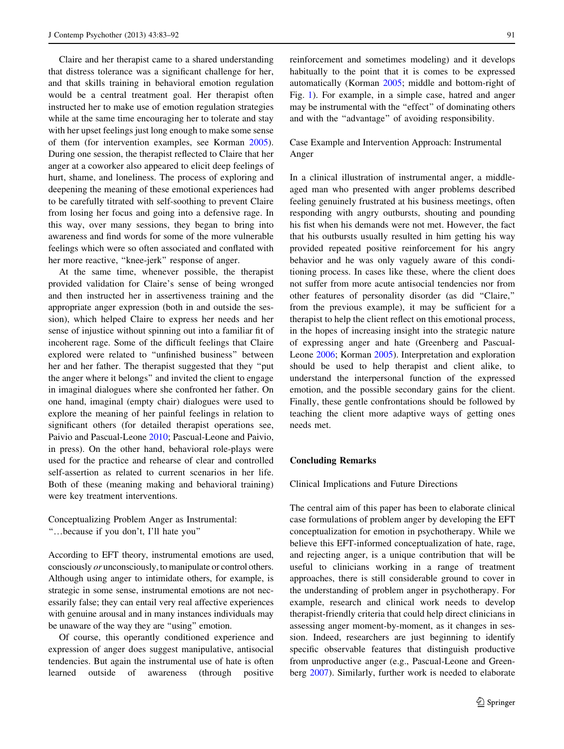Claire and her therapist came to a shared understanding that distress tolerance was a significant challenge for her, and that skills training in behavioral emotion regulation would be a central treatment goal. Her therapist often instructed her to make use of emotion regulation strategies while at the same time encouraging her to tolerate and stay with her upset feelings just long enough to make some sense of them (for intervention examples, see Korman 2005). During one session, the therapist reflected to Claire that her anger at a coworker also appeared to elicit deep feelings of hurt, shame, and loneliness. The process of exploring and deepening the meaning of these emotional experiences had to be carefully titrated with self-soothing to prevent Claire from losing her focus and going into a defensive rage. In this way, over many sessions, they began to bring into awareness and find words for some of the more vulnerable feelings which were so often associated and conflated with her more reactive, "knee-jerk" response of anger.

At the same time, whenever possible, the therapist provided validation for Claire's sense of being wronged and then instructed her in assertiveness training and the appropriate anger expression (both in and outside the session), which helped Claire to express her needs and her sense of injustice without spinning out into a familiar fit of incoherent rage. Some of the difficult feelings that Claire explored were related to "unfinished business" between her and her father. The therapist suggested that they "put the anger where it belongs" and invited the client to engage in imaginal dialogues where she confronted her father. On one hand, imaginal (empty chair) dialogues were used to explore the meaning of her painful feelings in relation to significant others (for detailed therapist operations see, Paivio and Pascual-Leone 2010; Pascual-Leone and Paivio, in press). On the other hand, behavioral role-plays were used for the practice and rehearse of clear and controlled self-assertion as related to current scenarios in her life. Both of these (meaning making and behavioral training) were key treatment interventions.

### Conceptualizing Problem Anger as Instrumental: "…because if you don't, I'll hate you"

According to EFT theory, instrumental emotions are used, consciously *or* unconsciously, to manipulate or control others. Although using anger to intimidate others, for example, is strategic in some sense, instrumental emotions are not necessarily false; they can entail very real affective experiences with genuine arousal and in many instances individuals may be unaware of the way they are "using" emotion.

Of course, this operantly conditioned experience and expression of anger does suggest manipulative, antisocial tendencies. But again the instrumental use of hate is often learned outside of awareness (through positive reinforcement and sometimes modeling) and it develops habitually to the point that it is comes to be expressed automatically (Korman 2005; middle and bottom-right of Fig. 1). For example, in a simple case, hatred and anger may be instrumental with the "effect" of dominating others and with the "advantage" of avoiding responsibility.

### Case Example and Intervention Approach: Instrumental Anger

In a clinical illustration of instrumental anger, a middle-aged man who presented with anger problems described feeling genuinely frustrated at his business meetings, often responding with angry outbursts, shouting and pounding his fist when his demands were not met. However, the fact that his outbursts usually resulted in him getting his way provided repeated positive reinforcement for his angry behavior and he was only vaguely aware of this conditioning process. In cases like these, where the client does not suffer from more acute antisocial tendencies nor from other features of personality disorder (as did "Claire," from the previous example), it may be sufficient for a therapist to help the client reflect on this emotional process, in the hopes of increasing insight into the strategic nature of expressing anger and hate (Greenberg and Pascual-Leone 2006; Korman 2005). Interpretation and exploration should be used to help therapist and client alike, to understand the interpersonal function of the expressed emotion, and the possible secondary gains for the client. Finally, these gentle confrontations should be followed by teaching the client more adaptive ways of getting ones needs met.

## Concluding Remarks

### Clinical Implications and Future Directions

The central aim of this paper has been to elaborate clinical case formulations of problem anger by developing the EFT conceptualization for emotion in psychotherapy. While we believe this EFT-informed conceptualization of hate, rage, and rejecting anger, is a unique contribution that will be useful to clinicians working in a range of treatment approaches, there is still considerable ground to cover in the understanding of problem anger in psychotherapy. For example, research and clinical work needs to develop therapist-friendly criteria that could help direct clinicians in assessing anger moment-by-moment, as it changes in session. Indeed, researchers are just beginning to identify specific observable features that distinguish productive from unproductive anger (e.g., Pascual-Leone and Greenberg 2007). Similarly, further work is needed to elaborate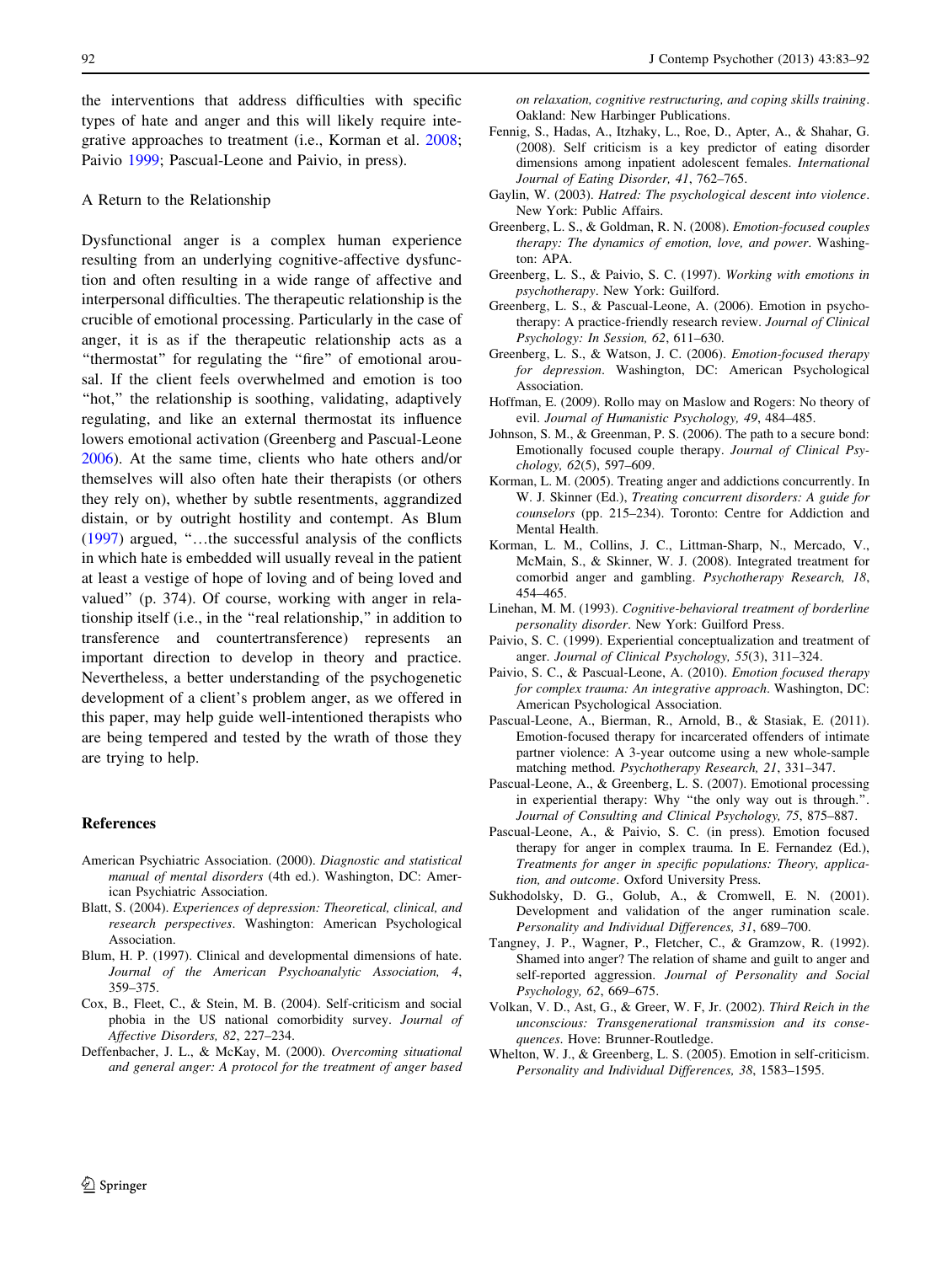the interventions that address difficulties with specific types of hate and anger and this will likely require integrative approaches to treatment (i.e., Korman et al. 2008; Paivio 1999; Pascual-Leone and Paivio, in press).

### A Return to the Relationship

Dysfunctional anger is a complex human experience resulting from an underlying cognitive-affective dysfunction and often resulting in a wide range of affective and interpersonal difficulties. The therapeutic relationship is the crucible of emotional processing. Particularly in the case of anger, it is as if the therapeutic relationship acts as a "thermostat" for regulating the "fire" of emotional arousal. If the client feels overwhelmed and emotion is too "hot," the relationship is soothing, validating, adaptively regulating, and like an external thermostat its influence lowers emotional activation (Greenberg and Pascual-Leone 2006). At the same time, clients who hate others and/or themselves will also often hate their therapists (or others they rely on), whether by subtle resentments, aggrandized distain, or by outright hostility and contempt. As Blum (1997) argued, "…the successful analysis of the conflicts in which hate is embedded will usually reveal in the patient at least a vestige of hope of loving and of being loved and valued" (p. 374). Of course, working with anger in relationship itself (i.e., in the "real relationship," in addition to transference and countertransference) represents an important direction to develop in theory and practice. Nevertheless, a better understanding of the psychogenetic development of a client's problem anger, as we offered in this paper, may help guide well-intentioned therapists who are being tempered and tested by the wrath of those they are trying to help.

## References

American Psychiatric Association. (2000). *Diagnostic and statistical manual of mental disorders* (4th ed.). Washington, DC: American Psychiatric Association.

Blatt, S. (2004). *Experiences of depression: Theoretical, clinical, and research perspectives*. Washington: American Psychological Association.

Blum, H. P. (1997). Clinical and developmental dimensions of hate. *Journal of the American Psychoanalytic Association, 4*, 359–375.

Cox, B., Fleet, C., & Stein, M. B. (2004). Self-criticism and social phobia in the US national comorbidity survey. *Journal of Affective Disorders, 82*, 227–234.

Deffenbacher, J. L., & McKay, M. (2000). *Overcoming situational and general anger: A protocol for the treatment of anger based on relaxation, cognitive restructuring, and coping skills training*. Oakland: New Harbinger Publications.

Fennig, S., Hadas, A., Itzhaky, L., Roe, D., Apter, A., & Shahar, G. (2008). Self criticism is a key predictor of eating disorder dimensions among inpatient adolescent females. *International Journal of Eating Disorder, 41*, 762–765.

Gaylin, W. (2003). *Hatred: The psychological descent into violence*. New York: Public Affairs.

Greenberg, L. S., & Goldman, R. N. (2008). *Emotion-focused couples therapy: The dynamics of emotion, love, and power*. Washington: APA.

Greenberg, L. S., & Paivio, S. C. (1997). *Working with emotions in psychotherapy*. New York: Guilford.

Greenberg, L. S., & Pascual-Leone, A. (2006). Emotion in psychotherapy: A practice-friendly research review. *Journal of Clinical Psychology: In Session, 62*, 611–630.

Greenberg, L. S., & Watson, J. C. (2006). *Emotion-focused therapy for depression*. Washington, DC: American Psychological Association.

Hoffman, E. (2009). Rollo may on Maslow and Rogers: No theory of evil. *Journal of Humanistic Psychology, 49*, 484–485.

Johnson, S. M., & Greenman, P. S. (2006). The path to a secure bond: Emotionally focused couple therapy. *Journal of Clinical Psychology, 62*(5), 597–609.

Korman, L. M. (2005). Treating anger and addictions concurrently. In W. J. Skinner (Ed.), *Treating concurrent disorders: A guide for counselors* (pp. 215–234). Toronto: Centre for Addiction and Mental Health.

Korman, L. M., Collins, J. C., Littman-Sharp, N., Mercado, V., McMain, S., & Skinner, W. J. (2008). Integrated treatment for comorbid anger and gambling. *Psychotherapy Research, 18*, 454–465.

Linehan, M. M. (1993). *Cognitive-behavioral treatment of borderline personality disorder*. New York: Guilford Press.

Paivio, S. C. (1999). Experiential conceptualization and treatment of anger. *Journal of Clinical Psychology, 55*(3), 311–324.

Paivio, S. C., & Pascual-Leone, A. (2010). *Emotion focused therapy for complex trauma: An integrative approach*. Washington, DC: American Psychological Association.

Pascual-Leone, A., Bierman, R., Arnold, B., & Stasiak, E. (2011). Emotion-focused therapy for incarcerated offenders of intimate partner violence: A 3-year outcome using a new whole-sample matching method. *Psychotherapy Research, 21*, 331–347.

Pascual-Leone, A., & Greenberg, L. S. (2007). Emotional processing in experiential therapy: Why "the only way out is through.". *Journal of Consulting and Clinical Psychology, 75*, 875–887.

Pascual-Leone, A., & Paivio, S. C. (in press). Emotion focused therapy for anger in complex trauma. In E. Fernandez (Ed.), *Treatments for anger in specific populations: Theory, application, and outcome*. Oxford University Press.

Sukhodolsky, D. G., Golub, A., & Cromwell, E. N. (2001). Development and validation of the anger rumination scale. *Personality and Individual Differences, 31*, 689–700.

Tangney, J. P., Wagner, P., Fletcher, C., & Gramzow, R. (1992). Shamed into anger? The relation of shame and guilt to anger and self-reported aggression. *Journal of Personality and Social Psychology, 62*, 669–675.

Volkan, V. D., Ast, G., & Greer, W. F., Jr. (2002). *Third Reich in the unconscious: Transgenerational transmission and its consequences*. Hove: Brunner-Routledge.

Whelton, W. J., & Greenberg, L. S. (2005). Emotion in self-criticism. *Personality and Individual Differences, 38*, 1583–1595.